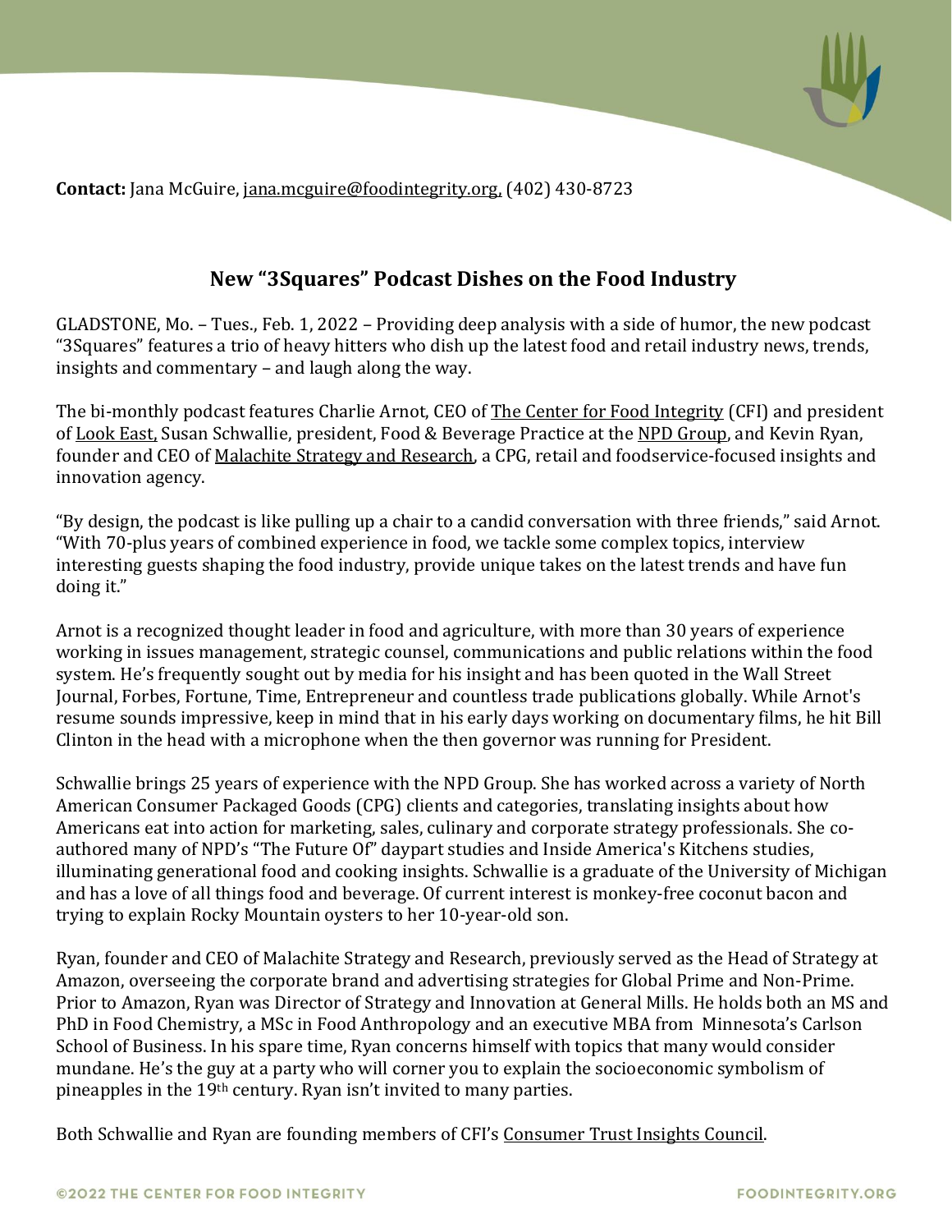**Contact:** Jana McGuire, jana.mcguire@foodintegrity.org, (402) 430-8723

## New "3Squares" Podcast Dishes on the Food Industry

GLADSTONE, Mo. – Tues., Feb. 1, 2022 – Providing deep analysis with a side of humor, the new podcast "3Squares" features a trio of heavy hitters who dish up the latest food and retail industry news, trends, insights and commentary – and laugh along the way.

The bi-monthly podcast features Charlie Arnot, CEO of The Center for Food Integrity (CFI) and president of Look East, Susan Schwallie, president, Food & Beverage Practice at the NPD Group, and Kevin Ryan, founder and CEO of Malachite Strategy and Research, a CPG, retail and foodservice-focused insights and innovation agency.

"By design, the podcast is like pulling up a chair to a candid conversation with three friends," said Arnot. "With 70-plus years of combined experience in food, we tackle some complex topics, interview interesting guests shaping the food industry, provide unique takes on the latest trends and have fun doing it."

Arnot is a recognized thought leader in food and agriculture, with more than 30 years of experience working in issues management, strategic counsel, communications and public relations within the food system. He's frequently sought out by media for his insight and has been quoted in the Wall Street Journal, Forbes, Fortune, Time, Entrepreneur and countless trade publications globally. While Arnot's resume sounds impressive, keep in mind that in his early days working on documentary films, he hit Bill Clinton in the head with a microphone when the then governor was running for President.

Schwallie brings 25 years of experience with the NPD Group. She has worked across a variety of North American Consumer Packaged Goods (CPG) clients and categories, translating insights about how Americans eat into action for marketing, sales, culinary and corporate strategy professionals. She co-authored many of NPD's "The Future Of" daypart studies and Inside America's Kitchens studies, illuminating generational food and cooking insights. Schwallie is a graduate of the University of Michigan and has a love of all things food and beverage. Of current interest is monkey-free coconut bacon and trying to explain Rocky Mountain oysters to her 10-year-old son.

Ryan, founder and CEO of Malachite Strategy and Research, previously served as the Head of Strategy at Amazon, overseeing the corporate brand and advertising strategies for Global Prime and Non-Prime. Prior to Amazon, Ryan was Director of Strategy and Innovation at General Mills. He holds both an MS and PhD in Food Chemistry, a MSc in Food Anthropology and an executive MBA from Minnesota's Carlson School of Business. In his spare time, Ryan concerns himself with topics that many would consider mundane. He's the guy at a party who will corner you to explain the socioeconomic symbolism of pineapples in the 19th century. Ryan isn't invited to many parties.

Both Schwallie and Ryan are founding members of CFI's Consumer Trust Insights Council.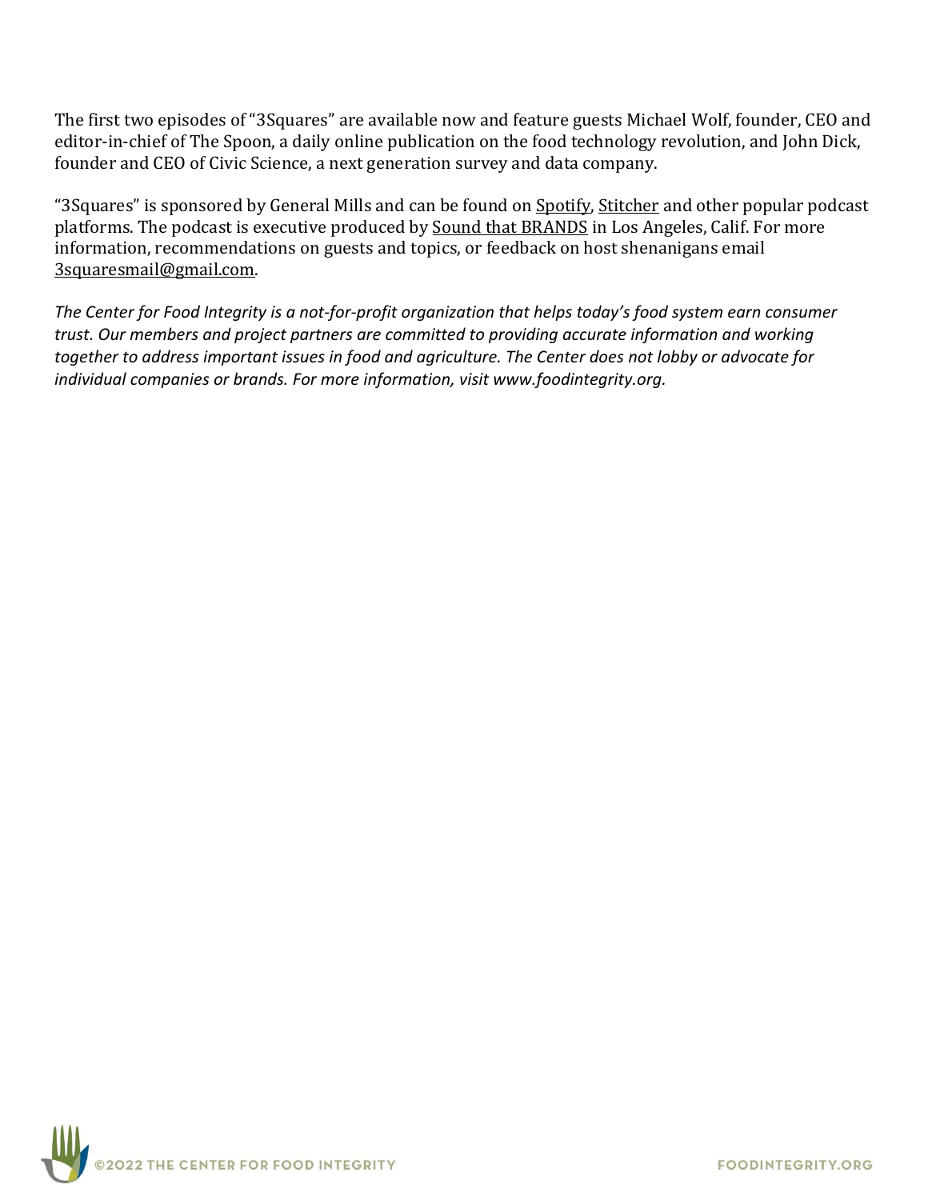The first two episodes of "3Squares" are available now and feature guests Michael Wolf, founder, CEO and editor-in-chief of The Spoon, a daily online publication on the food technology revolution, and John Dick, founder and CEO of Civic Science, a next generation survey and data company.

"3Squares" is sponsored by General Mills and can be found on Spotify, Stitcher and other popular podcast platforms. The podcast is executive produced by Sound that BRANDS in Los Angeles, Calif. For more information, recommendations on guests and topics, or feedback on host shenanigans email 3squaresmail@gmail.com.

*The Center for Food Integrity is a not-for-profit organization that helps today's food system earn consumer trust. Our members and project partners are committed to providing accurate information and working together to address important issues in food and agriculture. The Center does not lobby or advocate for individual companies or brands. For more information, visit www.foodintegrity.org.*